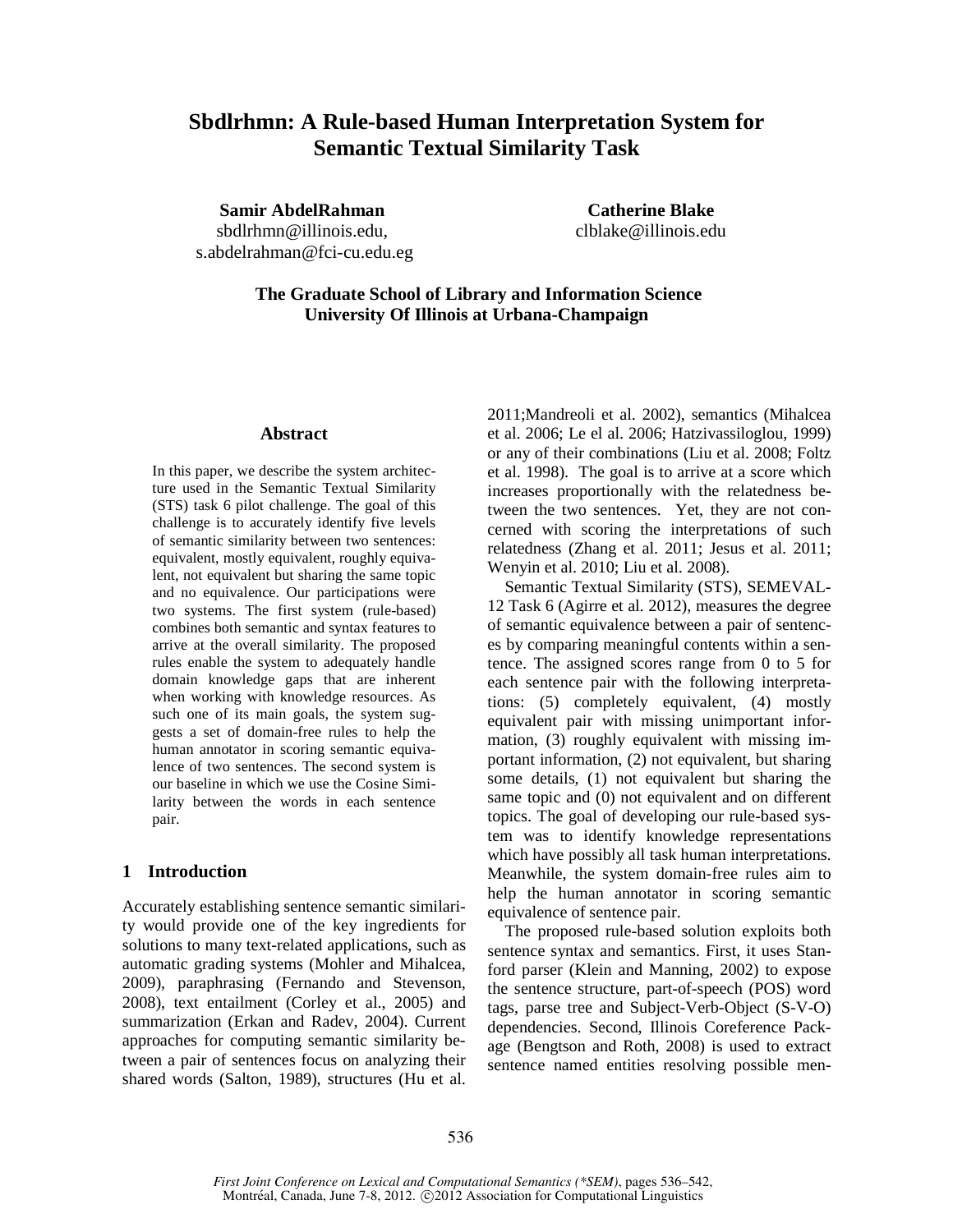# Sbdlrhmn: A Rule-based Human Interpretation System for Semantic Textual Similarity Task

**Samir AbdelRahman**
sbdlrhmn@illinois.edu,
s.abdelrahman@fci-cu.edu.eg

**Catherine Blake**
clblake@illinois.edu

**The Graduate School of Library and Information Science**
**University Of Illinois at Urbana-Champaign**

## Abstract

In this paper, we describe the system architecture used in the Semantic Textual Similarity (STS) task 6 pilot challenge. The goal of this challenge is to accurately identify five levels of semantic similarity between two sentences: equivalent, mostly equivalent, roughly equivalent, not equivalent but sharing the same topic and no equivalence. Our participations were two systems. The first system (rule-based) combines both semantic and syntax features to arrive at the overall similarity. The proposed rules enable the system to adequately handle domain knowledge gaps that are inherent when working with knowledge resources. As such one of its main goals, the system suggests a set of domain-free rules to help the human annotator in scoring semantic equivalence of two sentences. The second system is our baseline in which we use the Cosine Similarity between the words in each sentence pair.

## 1 Introduction

Accurately establishing sentence semantic similarity would provide one of the key ingredients for solutions to many text-related applications, such as automatic grading systems (Mohler and Mihalcea, 2009), paraphrasing (Fernando and Stevenson, 2008), text entailment (Corley et al., 2005) and summarization (Erkan and Radev, 2004). Current approaches for computing semantic similarity between a pair of sentences focus on analyzing their shared words (Salton, 1989), structures (Hu et al. 2011;Mandreoli et al. 2002), semantics (Mihalcea et al. 2006; Le el al. 2006; Hatzivassiloglou, 1999) or any of their combinations (Liu et al. 2008; Foltz et al. 1998). The goal is to arrive at a score which increases proportionally with the relatedness between the two sentences. Yet, they are not concerned with scoring the interpretations of such relatedness (Zhang et al. 2011; Jesus et al. 2011; Wenyin et al. 2010; Liu et al. 2008).

Semantic Textual Similarity (STS), SEMEVAL-12 Task 6 (Agirre et al. 2012), measures the degree of semantic equivalence between a pair of sentences by comparing meaningful contents within a sentence. The assigned scores range from 0 to 5 for each sentence pair with the following interpretations: (5) completely equivalent, (4) mostly equivalent pair with missing unimportant information, (3) roughly equivalent with missing important information, (2) not equivalent, but sharing some details, (1) not equivalent but sharing the same topic and (0) not equivalent and on different topics. The goal of developing our rule-based system was to identify knowledge representations which have possibly all task human interpretations. Meanwhile, the system domain-free rules aim to help the human annotator in scoring semantic equivalence of sentence pair.

The proposed rule-based solution exploits both sentence syntax and semantics. First, it uses Stanford parser (Klein and Manning, 2002) to expose the sentence structure, part-of-speech (POS) word tags, parse tree and Subject-Verb-Object (S-V-O) dependencies. Second, Illinois Coreference Package (Bengtson and Roth, 2008) is used to extract sentence named entities resolving possible men-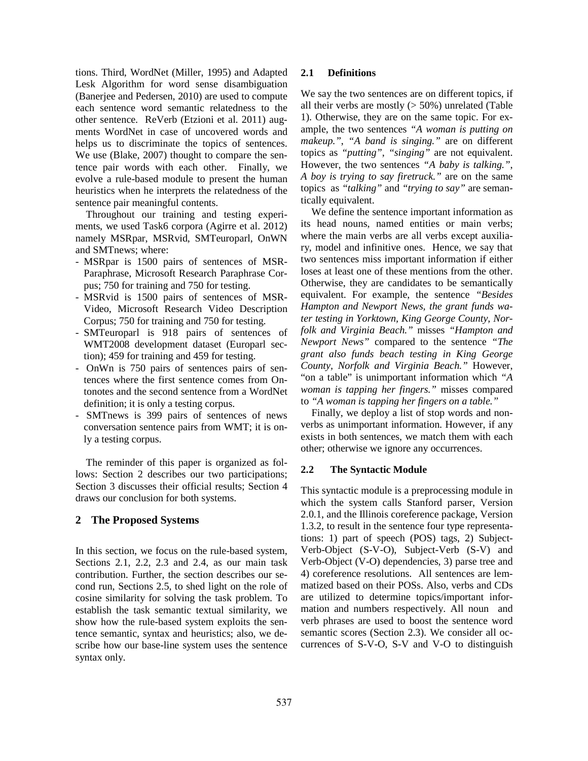tions. Third, WordNet (Miller, 1995) and Adapted Lesk Algorithm for word sense disambiguation (Banerjee and Pedersen, 2010) are used to compute each sentence word semantic relatedness to the other sentence. ReVerb (Etzioni et al. 2011) augments WordNet in case of uncovered words and helps us to discriminate the topics of sentences. We use (Blake, 2007) thought to compare the sentence pair words with each other. Finally, we evolve a rule-based module to present the human heuristics when he interprets the relatedness of the sentence pair meaningful contents.

Throughout our training and testing experiments, we used Task6 corpora (Agirre et al. 2012) namely MSRpar, MSRvid, SMTeuroparl, OnWN and SMTnews; where:

- MSRpar is 1500 pairs of sentences of MSR-Paraphrase, Microsoft Research Paraphrase Corpus; 750 for training and 750 for testing.
- MSRvid is 1500 pairs of sentences of MSR-Video, Microsoft Research Video Description Corpus; 750 for training and 750 for testing.
- SMTeuroparl is 918 pairs of sentences of WMT2008 development dataset (Europarl section); 459 for training and 459 for testing.
- OnWn is 750 pairs of sentences pairs of sentences where the first sentence comes from Ontonotes and the second sentence from a WordNet definition; it is only a testing corpus.
- SMTnews is 399 pairs of sentences of news conversation sentence pairs from WMT; it is only a testing corpus.

The reminder of this paper is organized as follows: Section 2 describes our two participations; Section 3 discusses their official results; Section 4 draws our conclusion for both systems.

## 2 The Proposed Systems

In this section, we focus on the rule-based system, Sections 2.1, 2.2, 2.3 and 2.4, as our main task contribution. Further, the section describes our second run, Sections 2.5, to shed light on the role of cosine similarity for solving the task problem. To establish the task semantic textual similarity, we show how the rule-based system exploits the sentence semantic, syntax and heuristics; also, we describe how our base-line system uses the sentence syntax only.

### 2.1 Definitions

We say the two sentences are on different topics, if all their verbs are mostly (> 50%) unrelated (Table 1). Otherwise, they are on the same topic. For example, the two sentences *"A woman is putting on makeup."*, *"A band is singing."* are on different topics as *"putting"*, *"singing"* are not equivalent. However, the two sentences *"A baby is talking."*, *A boy is trying to say firetruck."* are on the same topics as *"talking"* and *"trying to say"* are semantically equivalent.

We define the sentence important information as its head nouns, named entities or main verbs; where the main verbs are all verbs except auxiliary, model and infinitive ones. Hence, we say that two sentences miss important information if either loses at least one of these mentions from the other. Otherwise, they are candidates to be semantically equivalent. For example, the sentence *"Besides Hampton and Newport News, the grant funds water testing in Yorktown, King George County, Norfolk and Virginia Beach."* misses *"Hampton and Newport News"* compared to the sentence *"The grant also funds beach testing in King George County, Norfolk and Virginia Beach."* However, "on a table" is unimportant information which *"A woman is tapping her fingers."* misses compared to *"A woman is tapping her fingers on a table."*

Finally, we deploy a list of stop words and non-verbs as unimportant information. However, if any exists in both sentences, we match them with each other; otherwise we ignore any occurrences.

### 2.2 The Syntactic Module

This syntactic module is a preprocessing module in which the system calls Stanford parser, Version 2.0.1, and the Illinois coreference package, Version 1.3.2, to result in the sentence four type representations: 1) part of speech (POS) tags, 2) Subject-Verb-Object (S-V-O), Subject-Verb (S-V) and Verb-Object (V-O) dependencies, 3) parse tree and 4) coreference resolutions. All sentences are lemmatized based on their POSs. Also, verbs and CDs are utilized to determine topics/important information and numbers respectively. All noun and verb phrases are used to boost the sentence word semantic scores (Section 2.3). We consider all occurrences of S-V-O, S-V and V-O to distinguish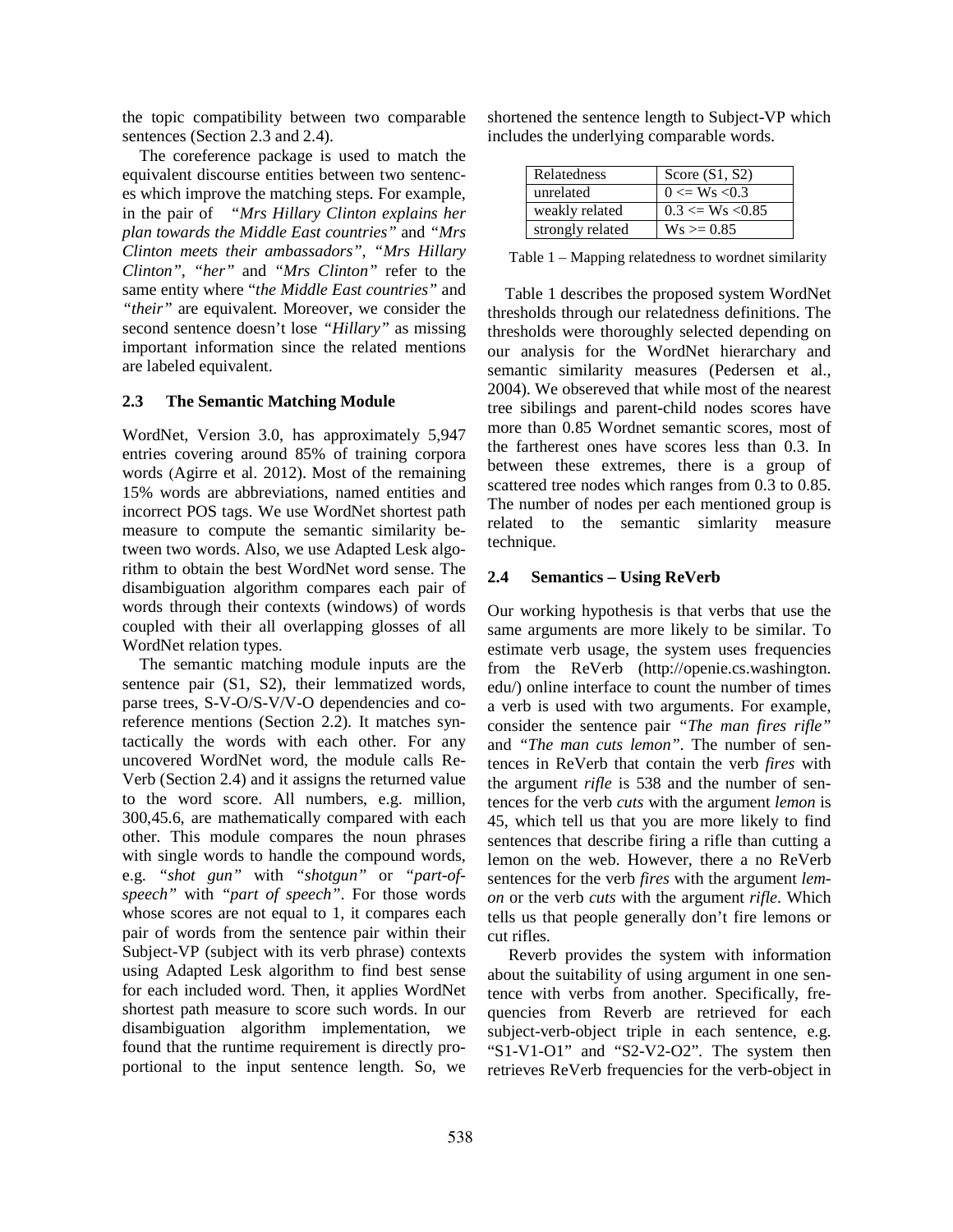the topic compatibility between two comparable sentences (Section 2.3 and 2.4).

The coreference package is used to match the equivalent discourse entities between two sentences which improve the matching steps. For example, in the pair of *"Mrs Hillary Clinton explains her plan towards the Middle East countries"* and *"Mrs Clinton meets their ambassadors"*, *"Mrs Hillary Clinton"*, *"her"* and *"Mrs Clinton"* refer to the same entity where "*the Middle East countries"* and *"their"* are equivalent. Moreover, we consider the second sentence doesn't lose *"Hillary"* as missing important information since the related mentions are labeled equivalent.

### 2.3 The Semantic Matching Module

WordNet, Version 3.0, has approximately 5,947 entries covering around 85% of training corpora words (Agirre et al. 2012). Most of the remaining 15% words are abbreviations, named entities and incorrect POS tags. We use WordNet shortest path measure to compute the semantic similarity between two words. Also, we use Adapted Lesk algorithm to obtain the best WordNet word sense. The disambiguation algorithm compares each pair of words through their contexts (windows) of words coupled with their all overlapping glosses of all WordNet relation types.

The semantic matching module inputs are the sentence pair (S1, S2), their lemmatized words, parse trees, S-V-O/S-V/V-O dependencies and coreference mentions (Section 2.2). It matches syntactically the words with each other. For any uncovered WordNet word, the module calls ReVerb (Section 2.4) and it assigns the returned value to the word score. All numbers, e.g. million, 300,45.6, are mathematically compared with each other. This module compares the noun phrases with single words to handle the compound words, e.g. *"shot gun"* with *"shotgun"* or *"part-of-speech"* with *"part of speech"*. For those words whose scores are not equal to 1, it compares each pair of words from the sentence pair within their Subject-VP (subject with its verb phrase) contexts using Adapted Lesk algorithm to find best sense for each included word. Then, it applies WordNet shortest path measure to score such words. In our disambiguation algorithm implementation, we found that the runtime requirement is directly proportional to the input sentence length. So, we shortened the sentence length to Subject-VP which includes the underlying comparable words.

| Relatedness | Score (S1, S2) |
|---|---|
| unrelated | $0 <= Ws < 0.3$ |
| weakly related | $0.3 <= Ws < 0.85$ |
| strongly related | $Ws >= 0.85$ |

Table 1 – Mapping relatedness to wordnet similarity

Table 1 describes the proposed system WordNet thresholds through our relatedness definitions. The thresholds were thoroughly selected depending on our analysis for the WordNet hierarchary and semantic similarity measures (Pedersen et al., 2004). We obsereved that while most of the nearest tree sibilings and parent-child nodes scores have more than 0.85 Wordnet semantic scores, most of the fartherest ones have scores less than 0.3. In between these extremes, there is a group of scattered tree nodes which ranges from 0.3 to 0.85. The number of nodes per each mentioned group is related to the semantic simlarity measure technique.

### 2.4 Semantics – Using ReVerb

Our working hypothesis is that verbs that use the same arguments are more likely to be similar. To estimate verb usage, the system uses frequencies from the ReVerb (http://openie.cs.washington.edu/) online interface to count the number of times a verb is used with two arguments. For example, consider the sentence pair *"The man fires rifle"* and *"The man cuts lemon"*. The number of sentences in ReVerb that contain the verb *fires* with the argument *rifle* is 538 and the number of sentences for the verb *cuts* with the argument *lemon* is 45, which tell us that you are more likely to find sentences that describe firing a rifle than cutting a lemon on the web. However, there a no ReVerb sentences for the verb *fires* with the argument *lemon* or the verb *cuts* with the argument *rifle*. Which tells us that people generally don't fire lemons or cut rifles.

Reverb provides the system with information about the suitability of using argument in one sentence with verbs from another. Specifically, frequencies from Reverb are retrieved for each subject-verb-object triple in each sentence, e.g. "S1-V1-O1" and "S2-V2-O2". The system then retrieves ReVerb frequencies for the verb-object in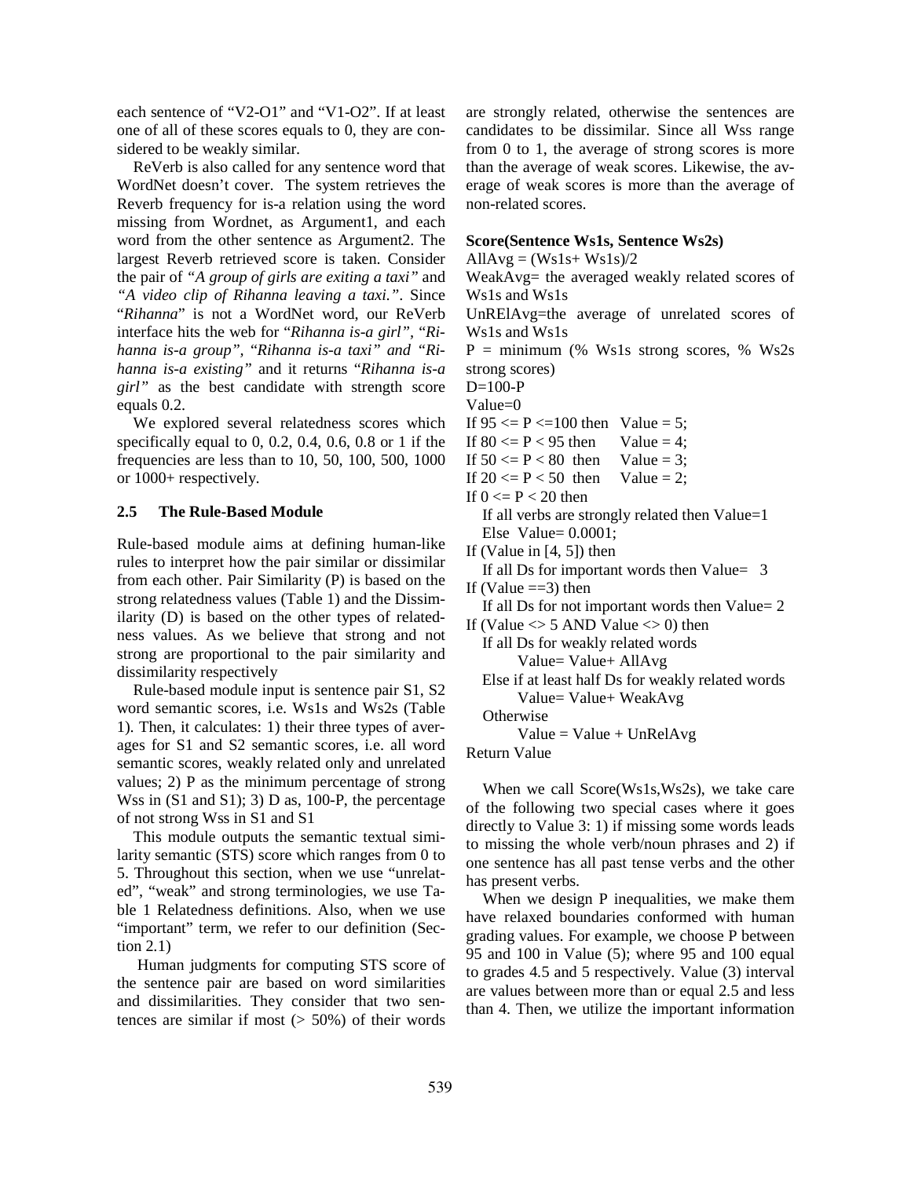each sentence of "V2-O1" and "V1-O2". If at least one of all of these scores equals to 0, they are considered to be weakly similar.

ReVerb is also called for any sentence word that WordNet doesn't cover. The system retrieves the Reverb frequency for is-a relation using the word missing from Wordnet, as Argument1, and each word from the other sentence as Argument2. The largest Reverb retrieved score is taken. Consider the pair of *"A group of girls are exiting a taxi"* and *"A video clip of Rihanna leaving a taxi."*. Since "*Rihanna*" is not a WordNet word, our ReVerb interface hits the web for "*Rihanna is-a girl"*, "*Rihanna is-a group"*, "*Rihanna is-a taxi" and "Rihanna is-a existing"* and it returns "*Rihanna is-a girl"* as the best candidate with strength score equals 0.2.

We explored several relatedness scores which specifically equal to 0, 0.2, 0.4, 0.6, 0.8 or 1 if the frequencies are less than to 10, 50, 100, 500, 1000 or 1000+ respectively.

### 2.5 The Rule-Based Module

Rule-based module aims at defining human-like rules to interpret how the pair similar or dissimilar from each other. Pair Similarity (P) is based on the strong relatedness values (Table 1) and the Dissimilarity (D) is based on the other types of relatedness values. As we believe that strong and not strong are proportional to the pair similarity and dissimilarity respectively

Rule-based module input is sentence pair S1, S2 word semantic scores, i.e. Ws1s and Ws2s (Table 1). Then, it calculates: 1) their three types of averages for S1 and S2 semantic scores, i.e. all word semantic scores, weakly related only and unrelated values; 2) P as the minimum percentage of strong Wss in (S1 and S1); 3) D as, 100-P, the percentage of not strong Wss in S1 and S1

This module outputs the semantic textual similarity semantic (STS) score which ranges from 0 to 5. Throughout this section, when we use "unrelated", "weak" and strong terminologies, we use Table 1 Relatedness definitions. Also, when we use "important" term, we refer to our definition (Section 2.1)

Human judgments for computing STS score of the sentence pair are based on word similarities and dissimilarities. They consider that two sentences are similar if most (> 50%) of their words are strongly related, otherwise the sentences are candidates to be dissimilar. Since all Wss range from 0 to 1, the average of strong scores is more than the average of weak scores. Likewise, the average of weak scores is more than the average of non-related scores.

**Score(Sentence Ws1s, Sentence Ws2s)**

```
AllAvg = (Ws1s+ Ws1s)/2
WeakAvg= the averaged weakly related scores of Ws1s and Ws1s
UnRElAvg=the average of unrelated scores of Ws1s and Ws1s
P = minimum (% Ws1s strong scores, % Ws2s strong scores)
D=100-P
Value=0
If 95 <= P <=100 then   Value = 5;
If 80 <= P < 95 then    Value = 4;
If 50 <= P < 80  then   Value = 3;
If 20 <= P < 50  then   Value = 2;
If 0 <= P < 20 then
   If all verbs are strongly related then Value=1
   Else  Value= 0.0001;
If (Value in [4, 5]) then
   If all Ds for important words then Value=  3
If (Value ==3) then
   If all Ds for not important words then Value= 2
If (Value <> 5 AND Value <> 0) then
   If all Ds for weakly related words
        Value= Value+ AllAvg
   Else if at least half Ds for weakly related words
        Value= Value+ WeakAvg
   Otherwise
        Value = Value + UnRelAvg
Return Value
```

When we call Score(Ws1s,Ws2s), we take care of the following two special cases where it goes directly to Value 3: 1) if missing some words leads to missing the whole verb/noun phrases and 2) if one sentence has all past tense verbs and the other has present verbs.

When we design P inequalities, we make them have relaxed boundaries conformed with human grading values. For example, we choose P between 95 and 100 in Value (5); where 95 and 100 equal to grades 4.5 and 5 respectively. Value (3) interval are values between more than or equal 2.5 and less than 4. Then, we utilize the important information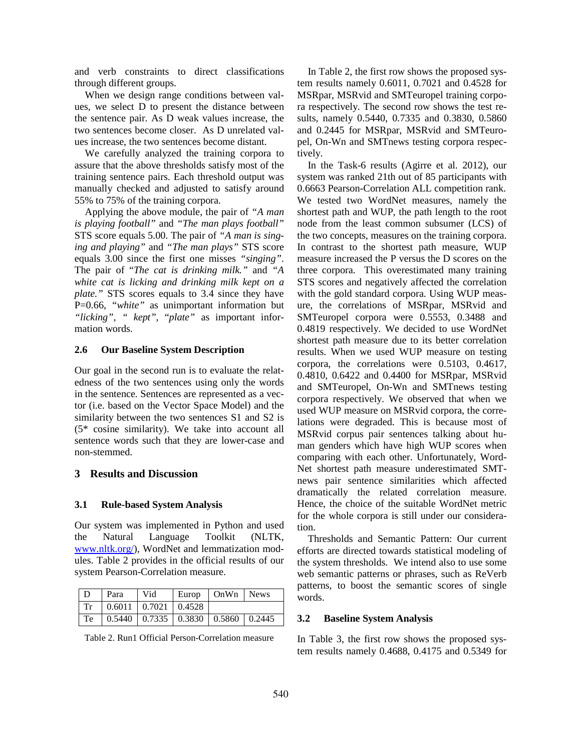and verb constraints to direct classifications through different groups.

When we design range conditions between values, we select D to present the distance between the sentence pair. As D weak values increase, the two sentences become closer. As D unrelated values increase, the two sentences become distant.

We carefully analyzed the training corpora to assure that the above thresholds satisfy most of the training sentence pairs. Each threshold output was manually checked and adjusted to satisfy around 55% to 75% of the training corpora.

Applying the above module, the pair of *"A man is playing football"* and *"The man plays football"* STS score equals 5.00. The pair of *"A man is singing and playing"* and *"The man plays"* STS score equals 3.00 since the first one misses *"singing"*. The pair of "*The cat is drinking milk."* and *"A white cat is licking and drinking milk kept on a plate."* STS scores equals to 3.4 since they have P=0.66, *"white"* as unimportant information but *"licking"*, *" kept"*, *"plate"* as important information words.

### 2.6 Our Baseline System Description

Our goal in the second run is to evaluate the relatedness of the two sentences using only the words in the sentence. Sentences are represented as a vector (i.e. based on the Vector Space Model) and the similarity between the two sentences S1 and S2 is (5* cosine similarity). We take into account all sentence words such that they are lower-case and non-stemmed.

## 3 Results and Discussion

### 3.1 Rule-based System Analysis

Our system was implemented in Python and used the Natural Language Toolkit (NLTK, www.nltk.org/), WordNet and lemmatization modules. Table 2 provides in the official results of our system Pearson-Correlation measure.

| D | Para | Vid | Europ | OnWn | News |
|---|---|---|---|---|---|
| Tr | 0.6011 | 0.7021 | 0.4528 | | |
| Te | 0.5440 | 0.7335 | 0.3830 | 0.5860 | 0.2445 |

Table 2. Run1 Official Person-Correlation measure

In Table 2, the first row shows the proposed system results namely 0.6011, 0.7021 and 0.4528 for MSRpar, MSRvid and SMTEuropel training corpora respectively. The second row shows the test results, namely 0.5440, 0.7335 and 0.3830, 0.5860 and 0.2445 for MSRpar, MSRvid and SMTEuropel, On-Wn and SMTnews testing corpora respectively.

In the Task-6 results (Agirre et al. 2012), our system was ranked 21th out of 85 participants with 0.6663 Pearson-Correlation ALL competition rank. We tested two WordNet measures, namely the shortest path and WUP, the path length to the root node from the least common subsumer (LCS) of the two concepts, measures on the training corpora. In contrast to the shortest path measure, WUP measure increased the P versus the D scores on the three corpora. This overestimated many training STS scores and negatively affected the correlation with the gold standard corpora. Using WUP measure, the correlations of MSRpar, MSRvid and SMTeuropel corpora were 0.5553, 0.3488 and 0.4819 respectively. We decided to use WordNet shortest path measure due to its better correlation results. When we used WUP measure on testing corpora, the correlations were 0.5103, 0.4617, 0.4810, 0.6422 and 0.4400 for MSRpar, MSRvid and SMTeuropel, On-Wn and SMTnews testing corpora respectively. We observed that when we used WUP measure on MSRvid corpora, the correlations were degraded. This is because most of MSRvid corpus pair sentences talking about human genders which have high WUP scores when comparing with each other. Unfortunately, WordNet shortest path measure underestimated SMTnews pair sentence similarities which affected dramatically the related correlation measure. Hence, the choice of the suitable WordNet metric for the whole corpora is still under our consideration.

Thresholds and Semantic Pattern: Our current efforts are directed towards statistical modeling of the system thresholds. We intend also to use some web semantic patterns or phrases, such as ReVerb patterns, to boost the semantic scores of single words.

### 3.2 Baseline System Analysis

In Table 3, the first row shows the proposed system results namely 0.4688, 0.4175 and 0.5349 for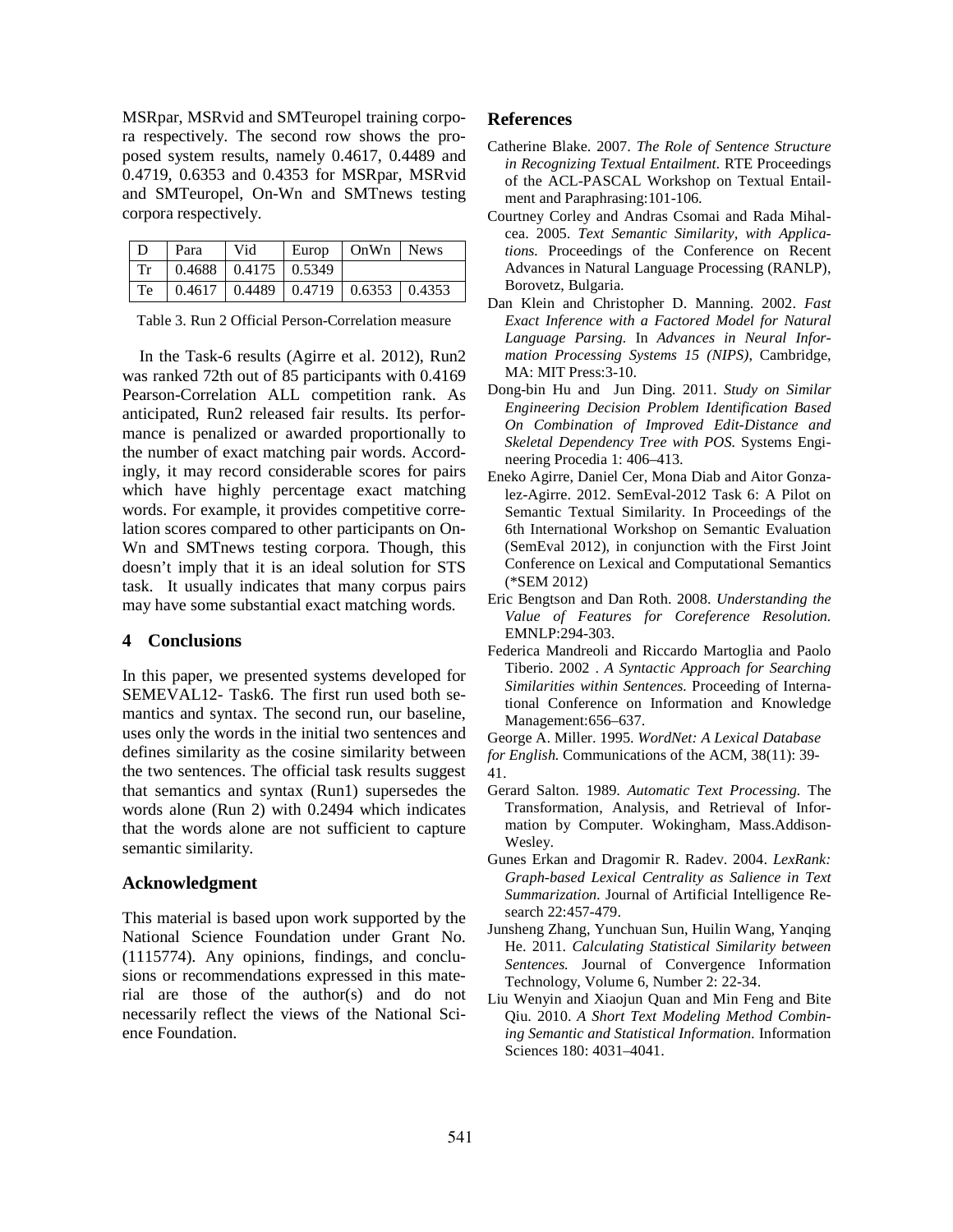MSRpar, MSRvid and SMTeuropel training corpora respectively. The second row shows the proposed system results, namely 0.4617, 0.4489 and 0.4719, 0.6353 and 0.4353 for MSRpar, MSRvid and SMTeuropel, On-Wn and SMTnews testing corpora respectively.

| D | Para | Vid | Europ | OnWn | News |
|---|---|---|---|---|---|
| Tr | 0.4688 | 0.4175 | 0.5349 | | |
| Te | 0.4617 | 0.4489 | 0.4719 | 0.6353 | 0.4353 |

Table 3. Run 2 Official Person-Correlation measure

In the Task-6 results (Agirre et al. 2012), Run2 was ranked 72th out of 85 participants with 0.4169 Pearson-Correlation ALL competition rank. As anticipated, Run2 released fair results. Its performance is penalized or awarded proportionally to the number of exact matching pair words. Accordingly, it may record considerable scores for pairs which have highly percentage exact matching words. For example, it provides competitive correlation scores compared to other participants on On-Wn and SMTnews testing corpora. Though, this doesn't imply that it is an ideal solution for STS task. It usually indicates that many corpus pairs may have some substantial exact matching words.

## 4 Conclusions

In this paper, we presented systems developed for SEMEVAL12- Task6. The first run used both semantics and syntax. The second run, our baseline, uses only the words in the initial two sentences and defines similarity as the cosine similarity between the two sentences. The official task results suggest that semantics and syntax (Run1) supersedes the words alone (Run 2) with 0.2494 which indicates that the words alone are not sufficient to capture semantic similarity.

## Acknowledgment

This material is based upon work supported by the National Science Foundation under Grant No. (1115774). Any opinions, findings, and conclusions or recommendations expressed in this material are those of the author(s) and do not necessarily reflect the views of the National Science Foundation.

## References

Catherine Blake. 2007. *The Role of Sentence Structure in Recognizing Textual Entailment*. RTE Proceedings of the ACL-PASCAL Workshop on Textual Entailment and Paraphrasing:101-106.

Courtney Corley and Andras Csomai and Rada Mihalcea. 2005. *Text Semantic Similarity, with Applications.* Proceedings of the Conference on Recent Advances in Natural Language Processing (RANLP), Borovetz, Bulgaria.

Dan Klein and Christopher D. Manning. 2002. *Fast Exact Inference with a Factored Model for Natural Language Parsing.* In *Advances in Neural Information Processing Systems 15 (NIPS)*, Cambridge, MA: MIT Press:3-10.

Dong-bin Hu and Jun Ding. 2011. *Study on Similar Engineering Decision Problem Identification Based On Combination of Improved Edit-Distance and Skeletal Dependency Tree with POS.* Systems Engineering Procedia 1: 406–413.

Eneko Agirre, Daniel Cer, Mona Diab and Aitor Gonzalez-Agirre. 2012. SemEval-2012 Task 6: A Pilot on Semantic Textual Similarity. In Proceedings of the 6th International Workshop on Semantic Evaluation (SemEval 2012), in conjunction with the First Joint Conference on Lexical and Computational Semantics (*SEM 2012)

Eric Bengtson and Dan Roth. 2008. *Understanding the Value of Features for Coreference Resolution.* EMNLP:294-303.

Federica Mandreoli and Riccardo Martoglia and Paolo Tiberio. 2002 . *A Syntactic Approach for Searching Similarities within Sentences.* Proceeding of International Conference on Information and Knowledge Management:656–637.

George A. Miller. 1995. *WordNet: A Lexical Database for English.* Communications of the ACM, 38(11): 39-41.

Gerard Salton. 1989. *Automatic Text Processing.* The Transformation, Analysis, and Retrieval of Information by Computer. Wokingham, Mass.Addison-Wesley.

Gunes Erkan and Dragomir R. Radev. 2004. *LexRank: Graph-based Lexical Centrality as Salience in Text Summarization.* Journal of Artificial Intelligence Research 22:457-479.

Junsheng Zhang, Yunchuan Sun, Huilin Wang, Yanqing He. 2011. *Calculating Statistical Similarity between Sentences.* Journal of Convergence Information Technology, Volume 6, Number 2: 22-34.

Liu Wenyin and Xiaojun Quan and Min Feng and Bite Qiu. 2010. *A Short Text Modeling Method Combining Semantic and Statistical Information.* Information Sciences 180: 4031–4041.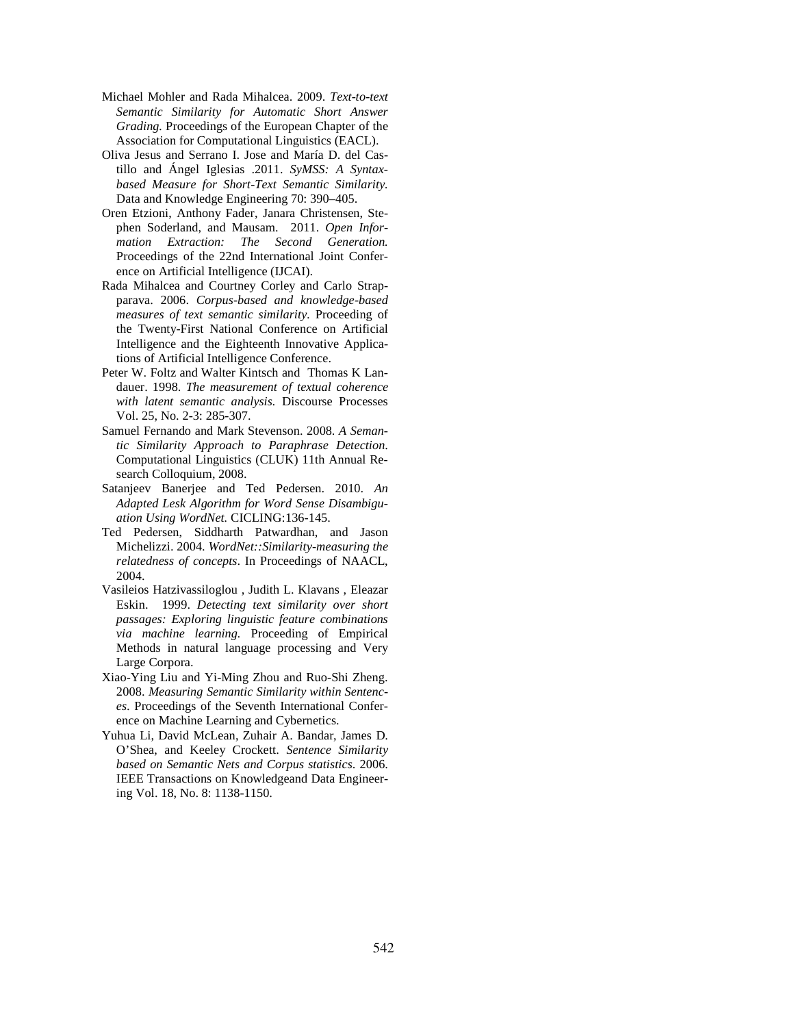Michael Mohler and Rada Mihalcea. 2009. *Text-to-text Semantic Similarity for Automatic Short Answer Grading.* Proceedings of the European Chapter of the Association for Computational Linguistics (EACL).

Oliva Jesus and Serrano I. Jose and María D. del Castillo and Ángel Iglesias .2011. *SyMSS: A Syntax-based Measure for Short-Text Semantic Similarity.* Data and Knowledge Engineering 70: 390–405.

Oren Etzioni, Anthony Fader, Janara Christensen, Stephen Soderland, and Mausam. 2011. *Open Information Extraction: The Second Generation.* Proceedings of the 22nd International Joint Conference on Artificial Intelligence (IJCAI).

Rada Mihalcea and Courtney Corley and Carlo Strapparava. 2006. *Corpus-based and knowledge-based measures of text semantic similarity*. Proceeding of the Twenty-First National Conference on Artificial Intelligence and the Eighteenth Innovative Applications of Artificial Intelligence Conference.

Peter W. Foltz and Walter Kintsch and Thomas K Landauer. 1998. *The measurement of textual coherence with latent semantic analysis.* Discourse Processes Vol. 25, No. 2-3: 285-307.

Samuel Fernando and Mark Stevenson. 2008. *A Semantic Similarity Approach to Paraphrase Detection*. Computational Linguistics (CLUK) 11th Annual Research Colloquium, 2008.

Satanjeev Banerjee and Ted Pedersen. 2010. *An Adapted Lesk Algorithm for Word Sense Disambiguation Using WordNet.* CICLING:136-145.

Ted Pedersen, Siddharth Patwardhan, and Jason Michelizzi. 2004. *WordNet::Similarity-measuring the relatedness of concepts*. In Proceedings of NAACL, 2004.

Vasileios Hatzivassiloglou , Judith L. Klavans , Eleazar Eskin. 1999. *Detecting text similarity over short passages: Exploring linguistic feature combinations via machine learning.* Proceeding of Empirical Methods in natural language processing and Very Large Corpora.

Xiao-Ying Liu and Yi-Ming Zhou and Ruo-Shi Zheng. 2008. *Measuring Semantic Similarity within Sentences*. Proceedings of the Seventh International Conference on Machine Learning and Cybernetics.

Yuhua Li, David McLean, Zuhair A. Bandar, James D. O'Shea, and Keeley Crockett. *Sentence Similarity based on Semantic Nets and Corpus statistics*. 2006. IEEE Transactions on Knowledgeand Data Engineering Vol. 18, No. 8: 1138-1150.